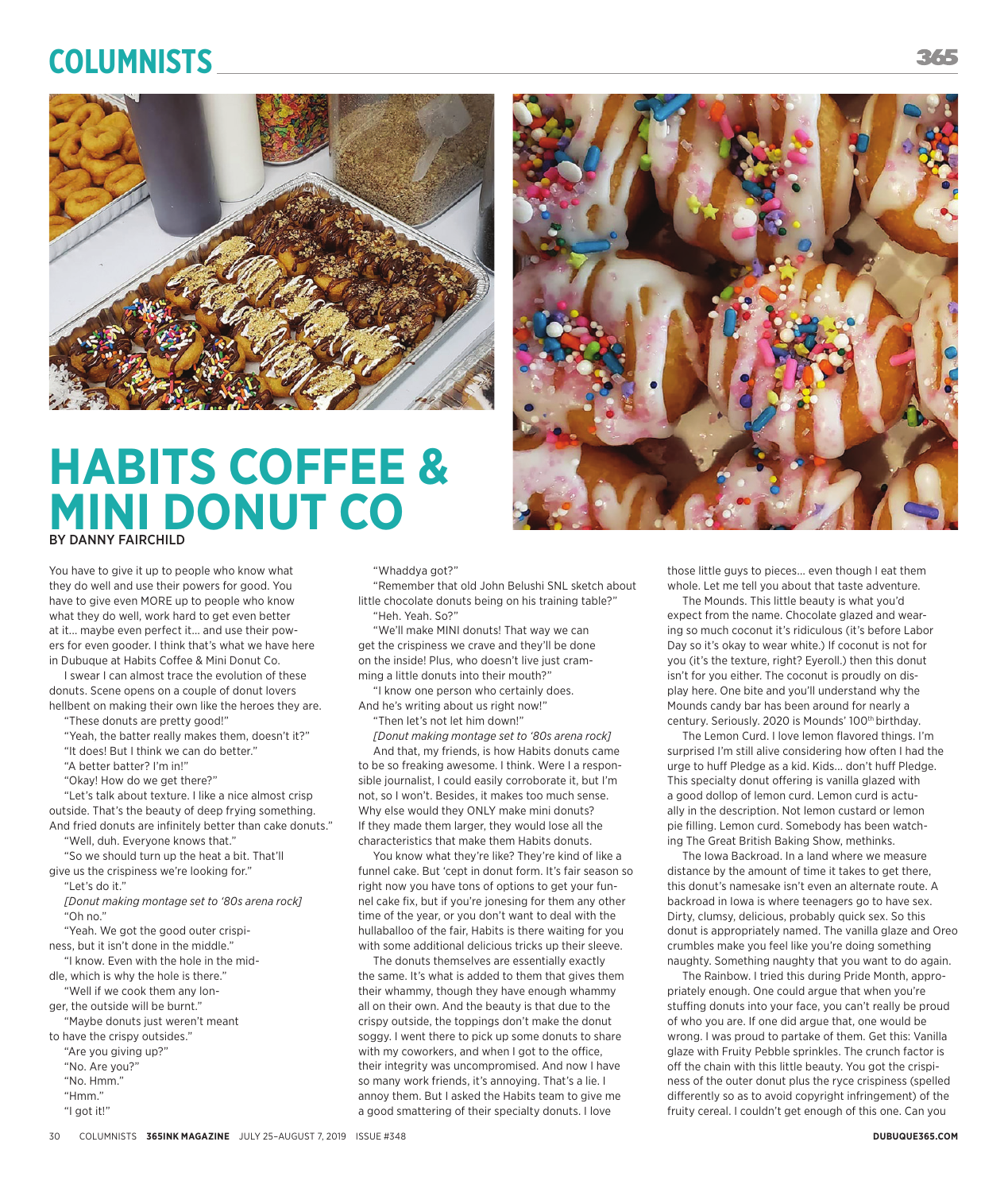# HABITS COFFEE & MINI DONUT CO

BY DANNY FAIRCHILD

You have to give it up to people who know what they do well and use their powers for good. You have to give even MORE up to people who know what they do well, work hard to get even better at it… maybe even perfect it… and use their powers for even gooder. I think that's what we have here in Dubuque at Habits Coffee & Mini Donut Co.

I swear I can almost trace the evolution of these donuts. Scene opens on a couple of donut lovers hellbent on making their own like the heroes they are.

"These donuts are pretty good!"

"Yeah, the batter really makes them, doesn't it?"

"It does! But I think we can do better."

"A better batter? I'm in!"

"Okay! How do we get there?"

"Let's talk about texture. I like a nice almost crisp outside. That's the beauty of deep frying something. And fried donuts are infinitely better than cake donuts."

"Well, duh. Everyone knows that."

"So we should turn up the heat a bit. That'll give us the crispiness we're looking for."

"Let's do it."

*[Donut making montage set to '80s arena rock]*

"Oh no."

"Yeah. We got the good outer crispiness, but it isn't done in the middle."

"I know. Even with the hole in the middle, which is why the hole is there."

"Well if we cook them any longer, the outside will be burnt."

"Maybe donuts just weren't meant to have the crispy outsides."

"Are you giving up?"

"No. Are you?"

"No. Hmm."

"Hmm."

"I got it!"

"Whaddya got?"

"Remember that old John Belushi SNL sketch about little chocolate donuts being on his training table?"

"Heh. Yeah. So?"

"We'll make MINI donuts! That way we can get the crispiness we crave and they'll be done on the inside! Plus, who doesn't live just cramming a little donuts into their mouth?"

"I know one person who certainly does. And he's writing about us right now!"

"Then let's not let him down!"

*[Donut making montage set to '80s arena rock]*

And that, my friends, is how Habits donuts came to be so freaking awesome. I think. Were I a responsible journalist, I could easily corroborate it, but I'm not, so I won't. Besides, it makes too much sense. Why else would they ONLY make mini donuts? If they made them larger, they would lose all the characteristics that make them Habits donuts.

You know what they're like? They're kind of like a funnel cake. But 'cept in donut form. It's fair season so right now you have tons of options to get your funnel cake fix, but if you're jonesing for them any other time of the year, or you don't want to deal with the hullaballoo of the fair, Habits is there waiting for you with some additional delicious tricks up their sleeve.

The donuts themselves are essentially exactly the same. It's what is added to them that gives them their whammy, though they have enough whammy all on their own. And the beauty is that due to the crispy outside, the toppings don't make the donut soggy. I went there to pick up some donuts to share with my coworkers, and when I got to the office, their integrity was uncompromised. And now I have so many work friends, it's annoying. That's a lie. I annoy them. But I asked the Habits team to give me a good smattering of their specialty donuts. I love those little guys to pieces… even though I eat them whole. Let me tell you about that taste adventure.

The Mounds. This little beauty is what you'd expect from the name. Chocolate glazed and wearing so much coconut it's ridiculous (it's before Labor Day so it's okay to wear white.) If coconut is not for you (it's the texture, right? Eyeroll.) then this donut isn't for you either. The coconut is proudly on display here. One bite and you'll understand why the Mounds candy bar has been around for nearly a century. Seriously. 2020 is Mounds' 100th birthday.

The Lemon Curd. I love lemon flavored things. I'm surprised I'm still alive considering how often I had the urge to huff Pledge as a kid. Kids… don't huff Pledge. This specialty donut offering is vanilla glazed with a good dollop of lemon curd. Lemon curd is actually in the description. Not lemon custard or lemon pie filling. Lemon curd. Somebody has been watching The Great British Baking Show, methinks.

The Iowa Backroad. In a land where we measure distance by the amount of time it takes to get there, this donut's namesake isn't even an alternate route. A backroad in Iowa is where teenagers go to have sex. Dirty, clumsy, delicious, probably quick sex. So this donut is appropriately named. The vanilla glaze and Oreo crumbles make you feel like you're doing something naughty. Something naughty that you want to do again.

The Rainbow. I tried this during Pride Month, appropriately enough. One could argue that when you're stuffing donuts into your face, you can't really be proud of who you are. If one did argue that, one would be wrong. I was proud to partake of them. Get this: Vanilla glaze with Fruity Pebble sprinkles. The crunch factor is off the chain with this little beauty. You got the crispiness of the outer donut plus the ryce crispiness (spelled differently so as to avoid copyright infringement) of the fruity cereal. I couldn't get enough of this one. Can you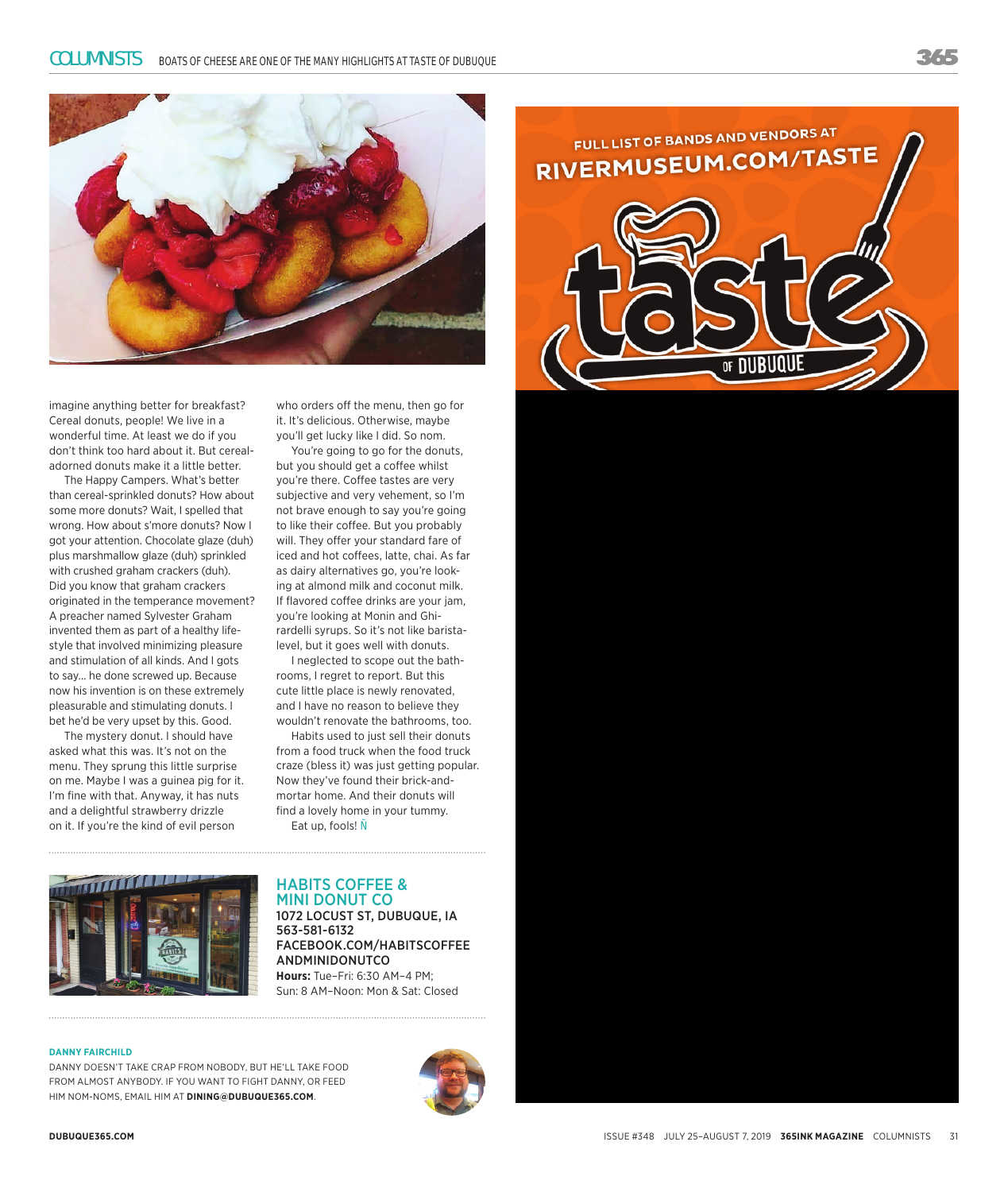imagine anything better for breakfast? Cereal donuts, people! We live in a wonderful time. At least we do if you don't think too hard about it. But cereal-adorned donuts make it a little better.

The Happy Campers. What's better than cereal-sprinkled donuts? How about some more donuts? Wait, I spelled that wrong. How about s'more donuts? Now I got your attention. Chocolate glaze (duh) plus marshmallow glaze (duh) sprinkled with crushed graham crackers (duh). Did you know that graham crackers originated in the temperance movement? A preacher named Sylvester Graham invented them as part of a healthy lifestyle that involved minimizing pleasure and stimulation of all kinds. And I gots to say… he done screwed up. Because now his invention is on these extremely pleasurable and stimulating donuts. I bet he'd be very upset by this. Good.

The mystery donut. I should have asked what this was. It's not on the menu. They sprung this little surprise on me. Maybe I was a guinea pig for it. I'm fine with that. Anyway, it has nuts and a delightful strawberry drizzle on it. If you're the kind of evil person who orders off the menu, then go for it. It's delicious. Otherwise, maybe you'll get lucky like I did. So nom.

You're going to go for the donuts, but you should get a coffee whilst you're there. Coffee tastes are very subjective and very vehement, so I'm not brave enough to say you're going to like their coffee. But you probably will. They offer your standard fare of iced and hot coffees, latte, chai. As far as dairy alternatives go, you're looking at almond milk and coconut milk. If flavored coffee drinks are your jam, you're looking at Monin and Ghirardelli syrups. So it's not like barista-level, but it goes well with donuts.

I neglected to scope out the bathrooms, I regret to report. But this cute little place is newly renovated, and I have no reason to believe they wouldn't renovate the bathrooms, too.

Habits used to just sell their donuts from a food truck when the food truck craze (bless it) was just getting popular. Now they've found their brick-and-mortar home. And their donuts will find a lovely home in your tummy.

Eat up, fools!

## HABITS COFFEE & MINI DONUT CO

**1072 LOCUST ST, DUBUQUE, IA**
**563-581-6132**
**FACEBOOK.COM/HABITSCOFFEEANDMINIDONUTCO**
**Hours:** Tue–Fri: 6:30 AM–4 PM; Sun: 8 AM–Noon: Mon & Sat: Closed

**DANNY FAIRCHILD**

DANNY DOESN'T TAKE CRAP FROM NOBODY, BUT HE'LL TAKE FOOD FROM ALMOST ANYBODY. IF YOU WANT TO FIGHT DANNY, OR FEED HIM NOM-NOMS, EMAIL HIM AT **DINING@DUBUQUE365.COM**.

FULL LIST OF BANDS AND VENDORS AT
RIVERMUSEUM.COM/TASTE

taste OF DUBUQUE